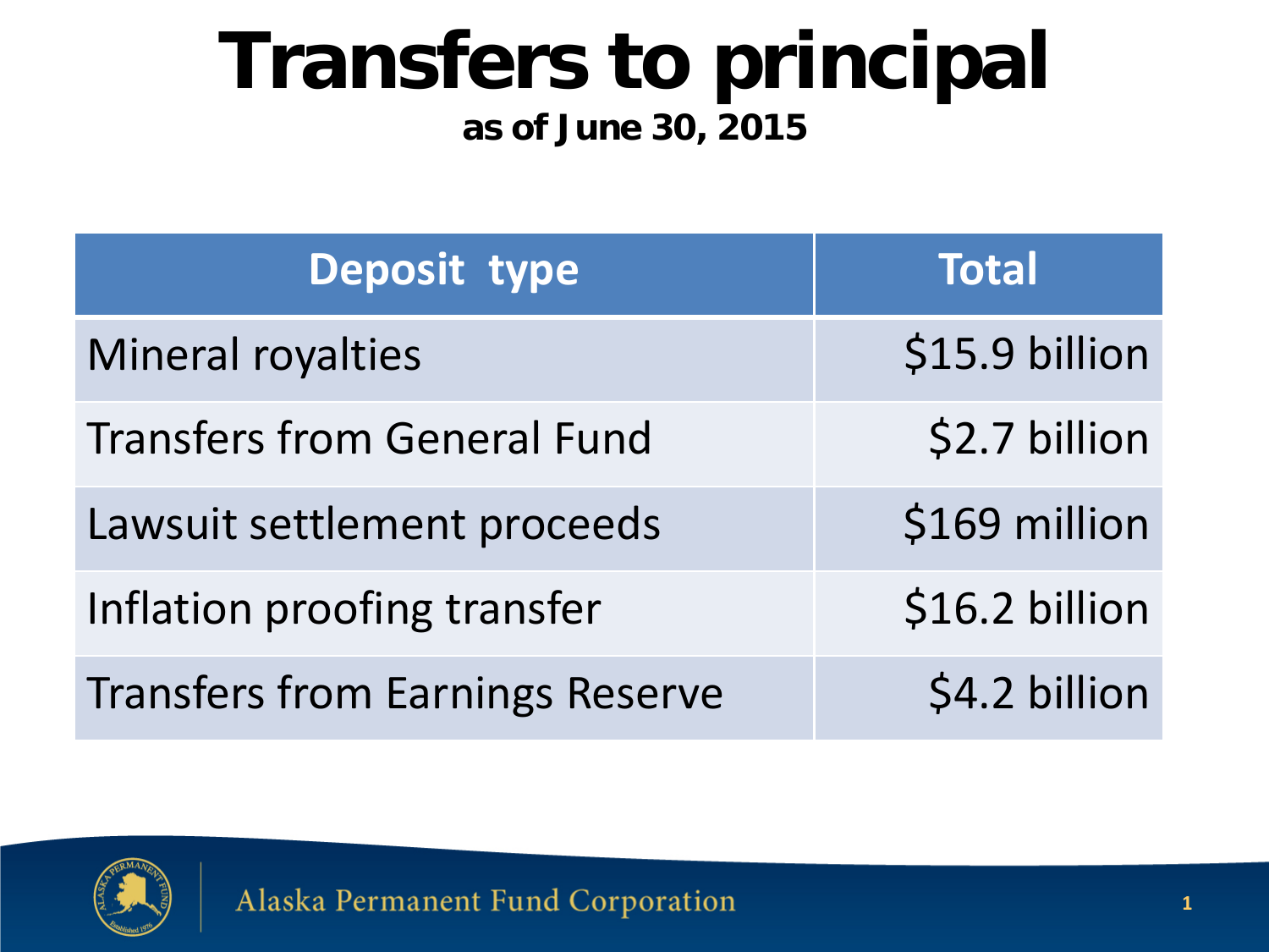# Transfers to principal

**as of June 30, 2015**

| Deposit type | Total |
|---|---|
| Mineral royalties | $15.9 billion |
| Transfers from General Fund | $2.7 billion |
| Lawsuit settlement proceeds | $169 million |
| Inflation proofing transfer | $16.2 billion |
| Transfers from Earnings Reserve | $4.2 billion |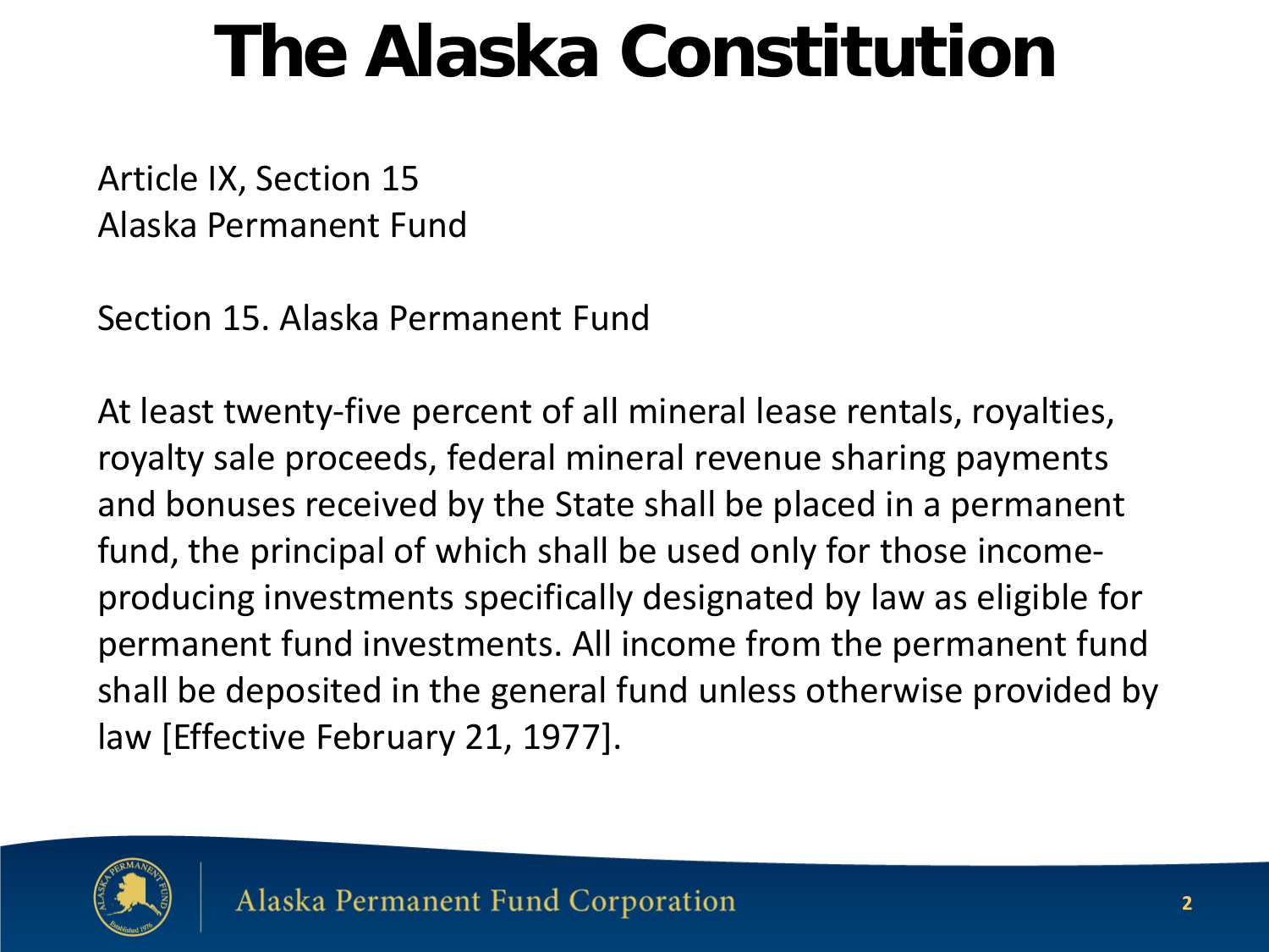# The Alaska Constitution

Article IX, Section 15
Alaska Permanent Fund

Section 15. Alaska Permanent Fund

At least twenty-five percent of all mineral lease rentals, royalties, royalty sale proceeds, federal mineral revenue sharing payments and bonuses received by the State shall be placed in a permanent fund, the principal of which shall be used only for those income-producing investments specifically designated by law as eligible for permanent fund investments. All income from the permanent fund shall be deposited in the general fund unless otherwise provided by law [Effective February 21, 1977].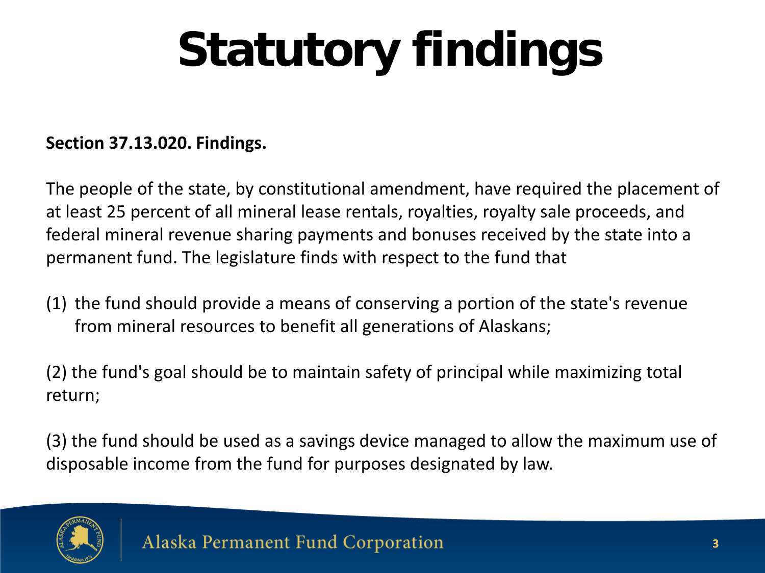# Statutory findings

**Section 37.13.020. Findings.**

The people of the state, by constitutional amendment, have required the placement of at least 25 percent of all mineral lease rentals, royalties, royalty sale proceeds, and federal mineral revenue sharing payments and bonuses received by the state into a permanent fund. The legislature finds with respect to the fund that

(1) the fund should provide a means of conserving a portion of the state's revenue from mineral resources to benefit all generations of Alaskans;

(2) the fund's goal should be to maintain safety of principal while maximizing total return;

(3) the fund should be used as a savings device managed to allow the maximum use of disposable income from the fund for purposes designated by law.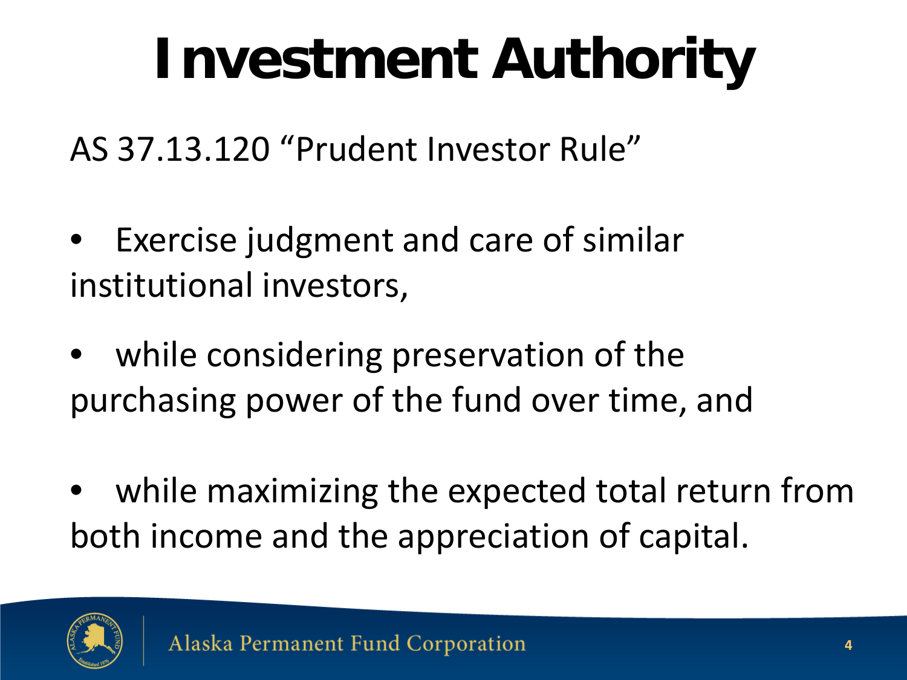# Investment Authority

AS 37.13.120 "Prudent Investor Rule"

- Exercise judgment and care of similar institutional investors,
- while considering preservation of the purchasing power of the fund over time, and
- while maximizing the expected total return from both income and the appreciation of capital.